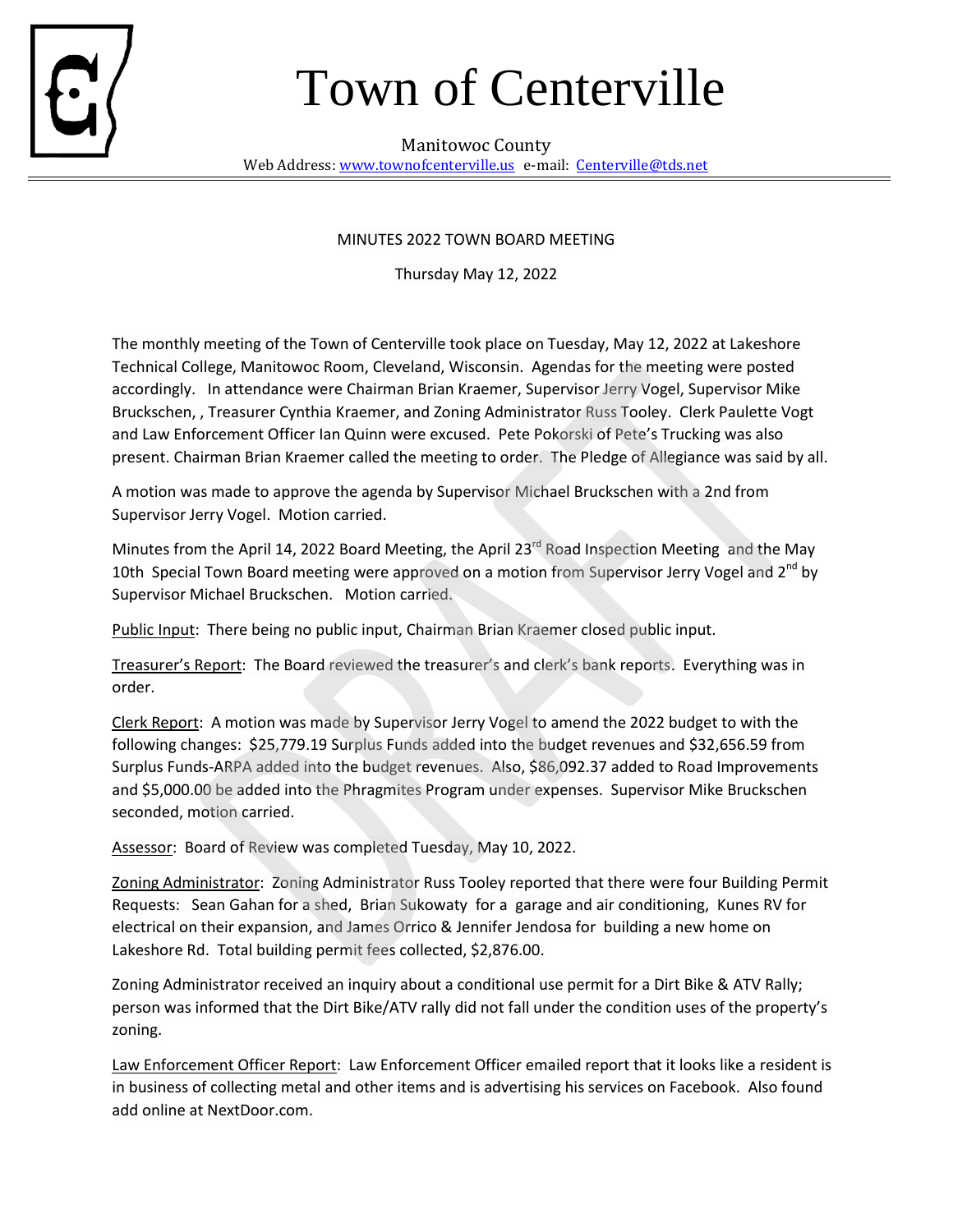// Transcribing the minutes of the Town of Centerville board meeting from the page.
# Town of Centerville

Manitowoc County

Web Address: www.townofcenterville.us e-mail: Centerville@tds.net

MINUTES 2022 TOWN BOARD MEETING

Thursday May 12, 2022

The monthly meeting of the Town of Centerville took place on Tuesday, May 12, 2022 at Lakeshore Technical College, Manitowoc Room, Cleveland, Wisconsin. Agendas for the meeting were posted accordingly. In attendance were Chairman Brian Kraemer, Supervisor Jerry Vogel, Supervisor Mike Bruckschen, , Treasurer Cynthia Kraemer, and Zoning Administrator Russ Tooley. Clerk Paulette Vogt and Law Enforcement Officer Ian Quinn were excused. Pete Pokorski of Pete's Trucking was also present. Chairman Brian Kraemer called the meeting to order. The Pledge of Allegiance was said by all.

A motion was made to approve the agenda by Supervisor Michael Bruckschen with a 2nd from Supervisor Jerry Vogel. Motion carried.

Minutes from the April 14, 2022 Board Meeting, the April 23rd Road Inspection Meeting and the May 10th Special Town Board meeting were approved on a motion from Supervisor Jerry Vogel and 2nd by Supervisor Michael Bruckschen. Motion carried.

Public Input: There being no public input, Chairman Brian Kraemer closed public input.

Treasurer's Report: The Board reviewed the treasurer's and clerk's bank reports. Everything was in order.

Clerk Report: A motion was made by Supervisor Jerry Vogel to amend the 2022 budget to with the following changes: $25,779.19 Surplus Funds added into the budget revenues and $32,656.59 from Surplus Funds-ARPA added into the budget revenues. Also, $86,092.37 added to Road Improvements and $5,000.00 be added into the Phragmites Program under expenses. Supervisor Mike Bruckschen seconded, motion carried.

Assessor: Board of Review was completed Tuesday, May 10, 2022.

Zoning Administrator: Zoning Administrator Russ Tooley reported that there were four Building Permit Requests: Sean Gahan for a shed, Brian Sukowaty for a garage and air conditioning, Kunes RV for electrical on their expansion, and James Orrico & Jennifer Jendosa for building a new home on Lakeshore Rd. Total building permit fees collected, $2,876.00.

Zoning Administrator received an inquiry about a conditional use permit for a Dirt Bike & ATV Rally; person was informed that the Dirt Bike/ATV rally did not fall under the condition uses of the property's zoning.

Law Enforcement Officer Report: Law Enforcement Officer emailed report that it looks like a resident is in business of collecting metal and other items and is advertising his services on Facebook. Also found add online at NextDoor.com.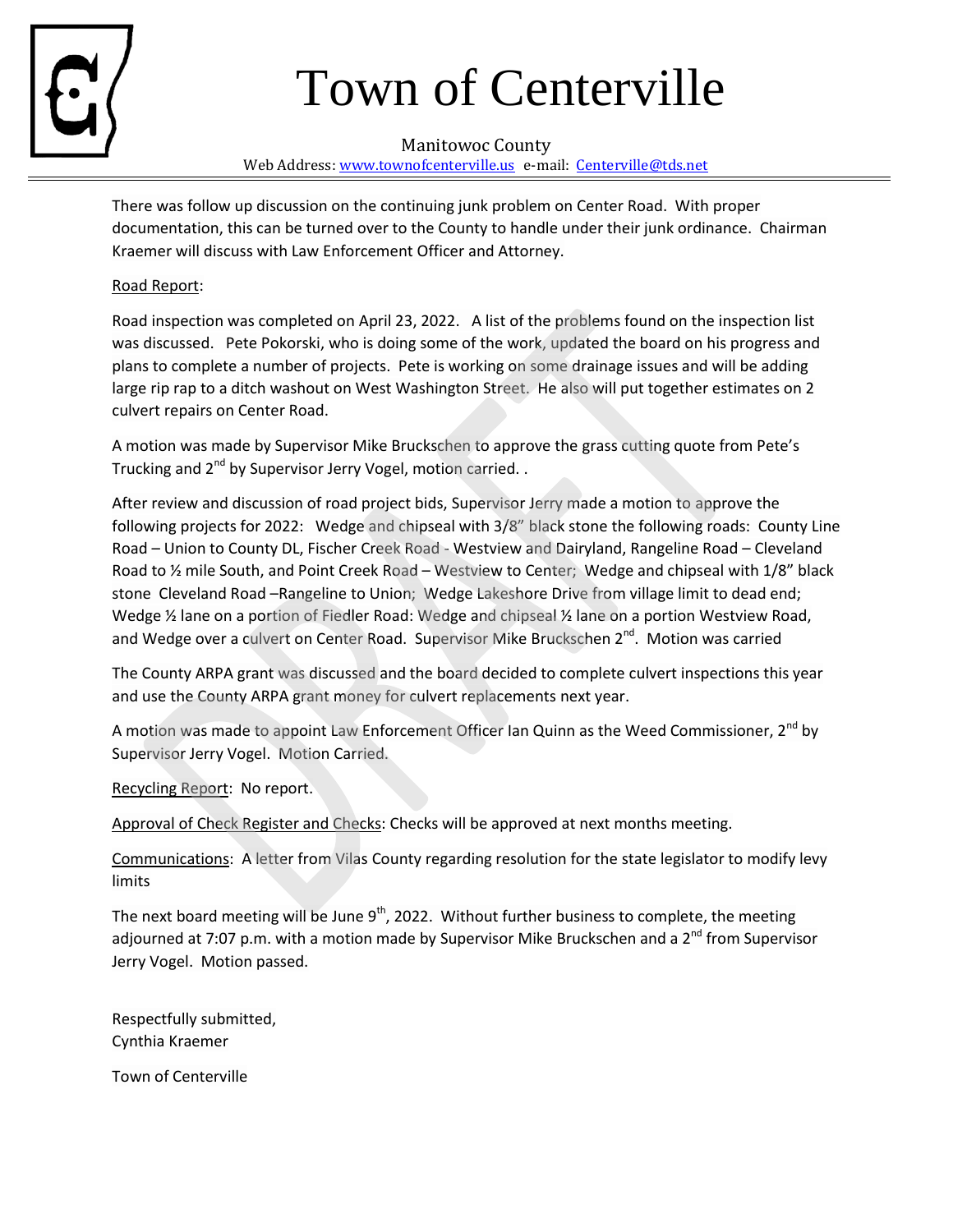# Town of Centerville

Manitowoc County

Web Address: www.townofcenterville.us e-mail: Centerville@tds.net

There was follow up discussion on the continuing junk problem on Center Road. With proper documentation, this can be turned over to the County to handle under their junk ordinance. Chairman Kraemer will discuss with Law Enforcement Officer and Attorney.

Road Report:

Road inspection was completed on April 23, 2022. A list of the problems found on the inspection list was discussed. Pete Pokorski, who is doing some of the work, updated the board on his progress and plans to complete a number of projects. Pete is working on some drainage issues and will be adding large rip rap to a ditch washout on West Washington Street. He also will put together estimates on 2 culvert repairs on Center Road.

A motion was made by Supervisor Mike Bruckschen to approve the grass cutting quote from Pete's Trucking and 2nd by Supervisor Jerry Vogel, motion carried. .

After review and discussion of road project bids, Supervisor Jerry made a motion to approve the following projects for 2022: Wedge and chipseal with 3/8" black stone the following roads: County Line Road – Union to County DL, Fischer Creek Road - Westview and Dairyland, Rangeline Road – Cleveland Road to ½ mile South, and Point Creek Road – Westview to Center; Wedge and chipseal with 1/8" black stone Cleveland Road –Rangeline to Union; Wedge Lakeshore Drive from village limit to dead end; Wedge ½ lane on a portion of Fiedler Road: Wedge and chipseal ½ lane on a portion Westview Road, and Wedge over a culvert on Center Road. Supervisor Mike Bruckschen 2nd. Motion was carried

The County ARPA grant was discussed and the board decided to complete culvert inspections this year and use the County ARPA grant money for culvert replacements next year.

A motion was made to appoint Law Enforcement Officer Ian Quinn as the Weed Commissioner, 2nd by Supervisor Jerry Vogel. Motion Carried.

Recycling Report: No report.

Approval of Check Register and Checks: Checks will be approved at next months meeting.

Communications: A letter from Vilas County regarding resolution for the state legislator to modify levy limits

The next board meeting will be June 9th, 2022. Without further business to complete, the meeting adjourned at 7:07 p.m. with a motion made by Supervisor Mike Bruckschen and a 2nd from Supervisor Jerry Vogel. Motion passed.

Respectfully submitted,
Cynthia Kraemer

Town of Centerville